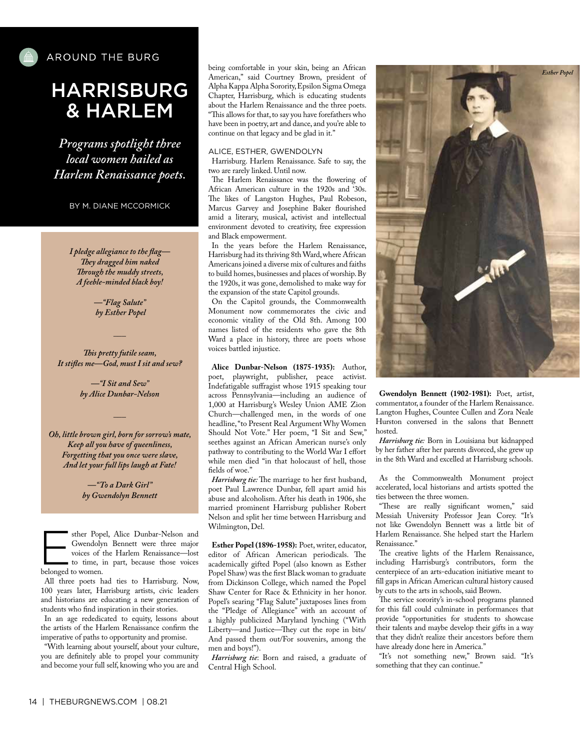AROUND THE BURG

# HARRISBURG & HARLEM

*Programs spotlight three local women hailed as Harlem Renaissance poets.*

BY M. DIANE MCCORMICK

*I pledge allegiance to the flag—*
*They dragged him naked*
*Through the muddy streets,*
*A feeble-minded black boy!*

*—"Flag Salute"*
*by Esther Popel*

—

*This pretty futile seam,*
*It stifles me—God, must I sit and sew?*

*—"I Sit and Sew"*
*by Alice Dunbar-Nelson*

—

*Oh, little brown girl, born for sorrow's mate,*
*Keep all you have of queenliness,*
*Forgetting that you once were slave,*
*And let your full lips laugh at Fate!*

*—"To a Dark Girl"*
*by Gwendolyn Bennett*

Esther Popel, Alice Dunbar-Nelson and Gwendolyn Bennett were three major voices of the Harlem Renaissance—lost to time, in part, because those voices belonged to women.

All three poets had ties to Harrisburg. Now, 100 years later, Harrisburg artists, civic leaders and historians are educating a new generation of students who find inspiration in their stories.

In an age rededicated to equity, lessons about the artists of the Harlem Renaissance confirm the imperative of paths to opportunity and promise.

"With learning about yourself, about your culture, you are definitely able to propel your community and become your full self, knowing who you are and being comfortable in your skin, being an African American," said Courtney Brown, president of Alpha Kappa Alpha Sorority, Epsilon Sigma Omega Chapter, Harrisburg, which is educating students about the Harlem Renaissance and the three poets. "This allows for that, to say you have forefathers who have been in poetry, art and dance, and you're able to continue on that legacy and be glad in it."

## ALICE, ESTHER, GWENDOLYN

Harrisburg. Harlem Renaissance. Safe to say, the two are rarely linked. Until now.

The Harlem Renaissance was the flowering of African American culture in the 1920s and '30s. The likes of Langston Hughes, Paul Robeson, Marcus Garvey and Josephine Baker flourished amid a literary, musical, activist and intellectual environment devoted to creativity, free expression and Black empowerment.

In the years before the Harlem Renaissance, Harrisburg had its thriving 8th Ward, where African Americans joined a diverse mix of cultures and faiths to build homes, businesses and places of worship. By the 1920s, it was gone, demolished to make way for the expansion of the state Capitol grounds.

On the Capitol grounds, the Commonwealth Monument now commemorates the civic and economic vitality of the Old 8th. Among 100 names listed of the residents who gave the 8th Ward a place in history, three are poets whose voices battled injustice.

**Alice Dunbar-Nelson (1875-1935):** Author, poet, playwright, publisher, peace activist. Indefatigable suffragist whose 1915 speaking tour across Pennsylvania—including an audience of 1,000 at Harrisburg's Wesley Union AME Zion Church—challenged men, in the words of one headline, "to Present Real Argument Why Women Should Not Vote." Her poem, "I Sit and Sew," seethes against an African American nurse's only pathway to contributing to the World War I effort while men died "in that holocaust of hell, those fields of woe."

*Harrisburg tie:* The marriage to her first husband, poet Paul Lawrence Dunbar, fell apart amid his abuse and alcoholism. After his death in 1906, she married prominent Harrisburg publisher Robert Nelson and split her time between Harrisburg and Wilmington, Del.

**Esther Popel (1896-1958):** Poet, writer, educator, editor of African American periodicals. The academically gifted Popel (also known as Esther Popel Shaw) was the first Black woman to graduate from Dickinson College, which named the Popel Shaw Center for Race & Ethnicity in her honor. Popel's searing "Flag Salute" juxtaposes lines from the "Pledge of Allegiance" with an account of a highly publicized Maryland lynching ("With Liberty—and Justice—They cut the rope in bits/ And passed them out/For souvenirs, among the men and boys!").

*Harrisburg tie*: Born and raised, a graduate of Central High School.

*Esther Popel*

**Gwendolyn Bennett (1902-1981):** Poet, artist, commentator, a founder of the Harlem Renaissance. Langston Hughes, Countee Cullen and Zora Neale Hurston conversed in the salons that Bennett hosted.

*Harrisburg tie:* Born in Louisiana but kidnapped by her father after her parents divorced, she grew up in the 8th Ward and excelled at Harrisburg schools.

As the Commonwealth Monument project accelerated, local historians and artists spotted the ties between the three women.

"These are really significant women," said Messiah University Professor Jean Corey. "It's not like Gwendolyn Bennett was a little bit of Harlem Renaissance. She helped start the Harlem Renaissance."

The creative lights of the Harlem Renaissance, including Harrisburg's contributors, form the centerpiece of an arts-education initiative meant to fill gaps in African American cultural history caused by cuts to the arts in schools, said Brown.

The service sorority's in-school programs planned for this fall could culminate in performances that provide "opportunities for students to showcase their talents and maybe develop their gifts in a way that they didn't realize their ancestors before them have already done here in America."

"It's not something new," Brown said. "It's something that they can continue."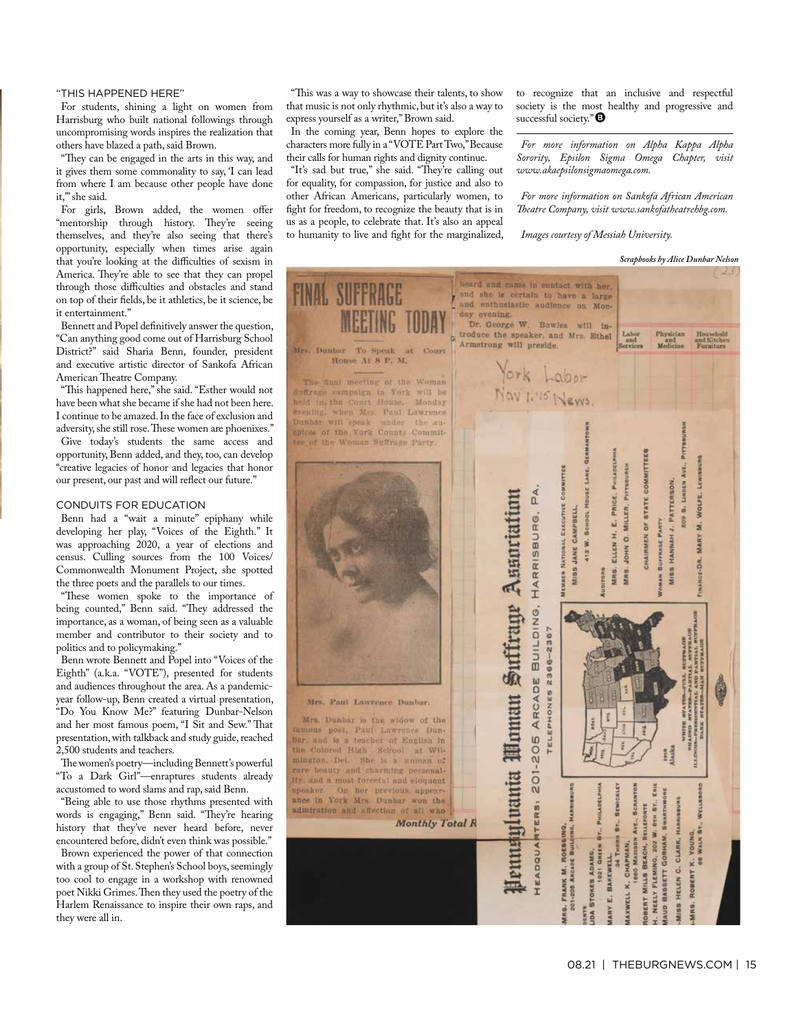## "THIS HAPPENED HERE"

For students, shining a light on women from Harrisburg who built national followings through uncompromising words inspires the realization that others have blazed a path, said Brown.

"They can be engaged in the arts in this way, and it gives them some commonality to say, 'I can lead from where I am because other people have done it,'" she said.

For girls, Brown added, the women offer "mentorship through history. They're seeing themselves, and they're also seeing that there's opportunity, especially when times arise again that you're looking at the difficulties of sexism in America. They're able to see that they can propel through those difficulties and obstacles and stand on top of their fields, be it athletics, be it science, be it entertainment."

Bennett and Popel definitively answer the question, "Can anything good come out of Harrisburg School District?" said Sharia Benn, founder, president and executive artistic director of Sankofa African American Theatre Company.

"This happened here," she said. "Esther would not have been what she became if she had not been here. I continue to be amazed. In the face of exclusion and adversity, she still rose. These women are phoenixes."

Give today's students the same access and opportunity, Benn added, and they, too, can develop "creative legacies of honor and legacies that honor our present, our past and will reflect our future."

## CONDUITS FOR EDUCATION

Benn had a "wait a minute" epiphany while developing her play, "Voices of the Eighth." It was approaching 2020, a year of elections and census. Culling sources from the 100 Voices/Commonwealth Monument Project, she spotted the three poets and the parallels to our times.

"These women spoke to the importance of being counted," Benn said. "They addressed the importance, as a woman, of being seen as a valuable member and contributor to their society and to politics and to policymaking."

Benn wrote Bennett and Popel into "Voices of the Eighth" (a.k.a. "VOTE"), presented for students and audiences throughout the area. As a pandemic-year follow-up, Benn created a virtual presentation, "Do You Know Me?" featuring Dunbar-Nelson and her most famous poem, "I Sit and Sew." That presentation, with talkback and study guide, reached 2,500 students and teachers.

The women's poetry—including Bennett's powerful "To a Dark Girl"—enraptures students already accustomed to word slams and rap, said Benn.

"Being able to use those rhythms presented with words is engaging," Benn said. "They're hearing history that they've never heard before, never encountered before, didn't even think was possible."

Brown experienced the power of that connection with a group of St. Stephen's School boys, seemingly too cool to engage in a workshop with renowned poet Nikki Grimes. Then they used the poetry of the Harlem Renaissance to inspire their own raps, and they were all in.

"This was a way to showcase their talents, to show that music is not only rhythmic, but it's also a way to express yourself as a writer," Brown said.

In the coming year, Benn hopes to explore the characters more fully in a "VOTE Part Two," because their calls for human rights and dignity continue.

"It's sad but true," she said. "They're calling out for equality, for compassion, for justice and also to other African Americans, particularly women, to fight for freedom, to recognize the beauty that is in us as a people, to celebrate that. It's also an appeal to humanity to live and fight for the marginalized, to recognize that an inclusive and respectful society is the most healthy and progressive and successful society." B

---

*For more information on Alpha Kappa Alpha Sorority, Epsilon Sigma Omega Chapter, visit www.akaepsilonsigmaomega.com.*

*For more information on Sankofa African American Theatre Company, visit www.sankofatheatrehbg.com.*

*Images courtesy of Messiah University.*

***Scrapbooks by Alice Dunbar Nelson***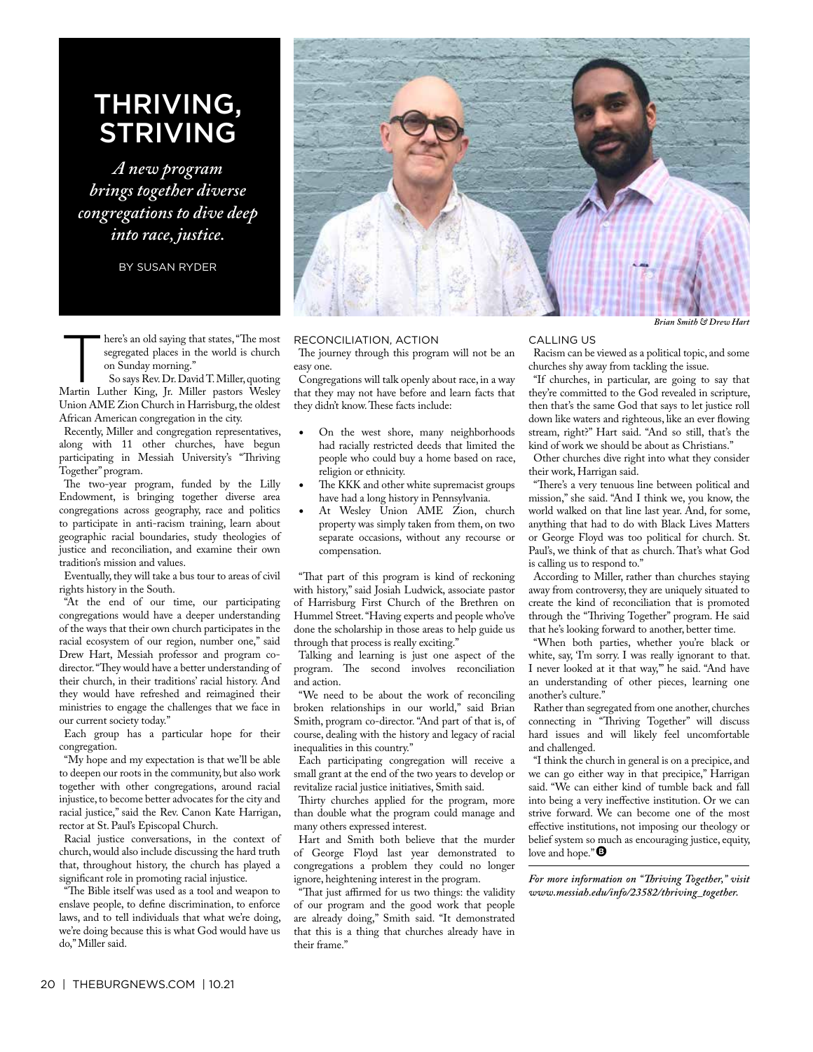# THRIVING, STRIVING

*A new program brings together diverse congregations to dive deep into race, justice.*

BY SUSAN RYDER

*Brian Smith & Drew Hart*

There's an old saying that states, "The most segregated places in the world is church on Sunday morning."

So says Rev. Dr. David T. Miller, quoting Martin Luther King, Jr. Miller pastors Wesley Union AME Zion Church in Harrisburg, the oldest African American congregation in the city.

Recently, Miller and congregation representatives, along with 11 other churches, have begun participating in Messiah University's "Thriving Together" program.

The two-year program, funded by the Lilly Endowment, is bringing together diverse area congregations across geography, race and politics to participate in anti-racism training, learn about geographic racial boundaries, study theologies of justice and reconciliation, and examine their own tradition's mission and values.

Eventually, they will take a bus tour to areas of civil rights history in the South.

"At the end of our time, our participating congregations would have a deeper understanding of the ways that their own church participates in the racial ecosystem of our region, number one," said Drew Hart, Messiah professor and program co-director. "They would have a better understanding of their church, in their traditions' racial history. And they would have refreshed and reimagined their ministries to engage the challenges that we face in our current society today."

Each group has a particular hope for their congregation.

"My hope and my expectation is that we'll be able to deepen our roots in the community, but also work together with other congregations, around racial injustice, to become better advocates for the city and racial justice," said the Rev. Canon Kate Harrigan, rector at St. Paul's Episcopal Church.

Racial justice conversations, in the context of church, would also include discussing the hard truth that, throughout history, the church has played a significant role in promoting racial injustice.

"The Bible itself was used as a tool and weapon to enslave people, to define discrimination, to enforce laws, and to tell individuals that what we're doing, we're doing because this is what God would have us do," Miller said.

## RECONCILIATION, ACTION

The journey through this program will not be an easy one.

Congregations will talk openly about race, in a way that they may not have before and learn facts that they didn't know. These facts include:

- On the west shore, many neighborhoods had racially restricted deeds that limited the people who could buy a home based on race, religion or ethnicity.
- The KKK and other white supremacist groups have had a long history in Pennsylvania.
- At Wesley Union AME Zion, church property was simply taken from them, on two separate occasions, without any recourse or compensation.

"That part of this program is kind of reckoning with history," said Josiah Ludwick, associate pastor of Harrisburg First Church of the Brethren on Hummel Street. "Having experts and people who've done the scholarship in those areas to help guide us through that process is really exciting."

Talking and learning is just one aspect of the program. The second involves reconciliation and action.

"We need to be about the work of reconciling broken relationships in our world," said Brian Smith, program co-director. "And part of that is, of course, dealing with the history and legacy of racial inequalities in this country."

Each participating congregation will receive a small grant at the end of the two years to develop or revitalize racial justice initiatives, Smith said.

Thirty churches applied for the program, more than double what the program could manage and many others expressed interest.

Hart and Smith both believe that the murder of George Floyd last year demonstrated to congregations a problem they could no longer ignore, heightening interest in the program.

"That just affirmed for us two things: the validity of our program and the good work that people are already doing," Smith said. "It demonstrated that this is a thing that churches already have in their frame."

## CALLING US

Racism can be viewed as a political topic, and some churches shy away from tackling the issue.

"If churches, in particular, are going to say that they're committed to the God revealed in scripture, then that's the same God that says to let justice roll down like waters and righteous, like an ever flowing stream, right?" Hart said. "And so still, that's the kind of work we should be about as Christians."

Other churches dive right into what they consider their work, Harrigan said.

"There's a very tenuous line between political and mission," she said. "And I think we, you know, the world walked on that line last year. And, for some, anything that had to do with Black Lives Matters or George Floyd was too political for church. St. Paul's, we think of that as church. That's what God is calling us to respond to."

According to Miller, rather than churches staying away from controversy, they are uniquely situated to create the kind of reconciliation that is promoted through the "Thriving Together" program. He said that he's looking forward to another, better time.

"When both parties, whether you're black or white, say, 'I'm sorry. I was really ignorant to that. I never looked at it that way,'" he said. "And have an understanding of other pieces, learning one another's culture."

Rather than segregated from one another, churches connecting in "Thriving Together" will discuss hard issues and will likely feel uncomfortable and challenged.

"I think the church in general is on a precipice, and we can go either way in that precipice," Harrigan said. "We can either kind of tumble back and fall into being a very ineffective institution. Or we can strive forward. We can become one of the most effective institutions, not imposing our theology or belief system so much as encouraging justice, equity, love and hope."

*For more information on "Thriving Together," visit www.messiah.edu/info/23582/thriving_together.*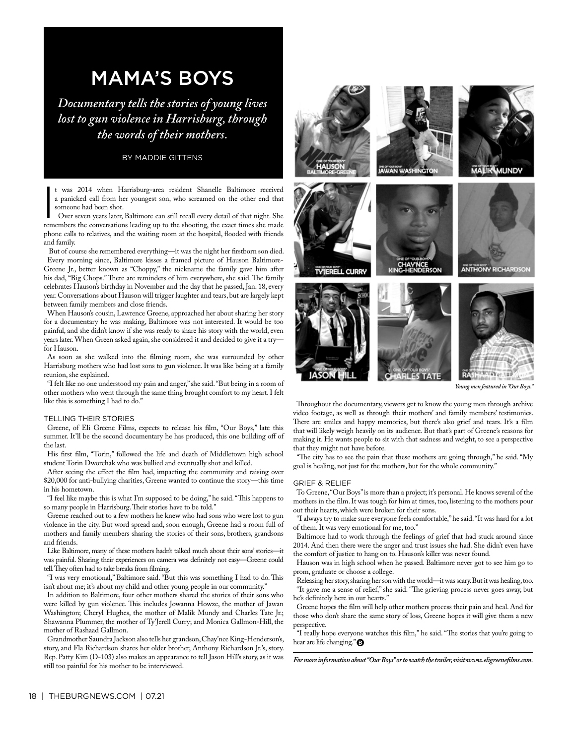# MAMA'S BOYS

*Documentary tells the stories of young lives lost to gun violence in Harrisburg, through the words of their mothers.*

BY MADDIE GITTENS

It was 2014 when Harrisburg-area resident Shanelle Baltimore received a panicked call from her youngest son, who screamed on the other end that someone had been shot.

Over seven years later, Baltimore can still recall every detail of that night. She remembers the conversations leading up to the shooting, the exact times she made phone calls to relatives, and the waiting room at the hospital, flooded with friends and family.

But of course she remembered everything—it was the night her firstborn son died.

Every morning since, Baltimore kisses a framed picture of Hauson Baltimore-Greene Jr., better known as "Choppy," the nickname the family gave him after his dad, "Big Chops." There are reminders of him everywhere, she said. The family celebrates Hauson's birthday in November and the day that he passed, Jan. 18, every year. Conversations about Hauson will trigger laughter and tears, but are largely kept between family members and close friends.

When Hauson's cousin, Lawrence Greene, approached her about sharing her story for a documentary he was making, Baltimore was not interested. It would be too painful, and she didn't know if she was ready to share his story with the world, even years later. When Green asked again, she considered it and decided to give it a try—for Hauson.

As soon as she walked into the filming room, she was surrounded by other Harrisburg mothers who had lost sons to gun violence. It was like being at a family reunion, she explained.

"I felt like no one understood my pain and anger," she said. "But being in a room of other mothers who went through the same thing brought comfort to my heart. I felt like this is something I had to do."

## TELLING THEIR STORIES

Greene, of Eli Greene Films, expects to release his film, "Our Boys," late this summer. It'll be the second documentary he has produced, this one building off of the last.

His first film, "Torin," followed the life and death of Middletown high school student Torin Dworchak who was bullied and eventually shot and killed.

After seeing the effect the film had, impacting the community and raising over $20,000 for anti-bullying charities, Greene wanted to continue the story—this time in his hometown.

"I feel like maybe this is what I'm supposed to be doing," he said. "This happens to so many people in Harrisburg. Their stories have to be told."

Greene reached out to a few mothers he knew who had sons who were lost to gun violence in the city. But word spread and, soon enough, Greene had a room full of mothers and family members sharing the stories of their sons, brothers, grandsons and friends.

Like Baltimore, many of these mothers hadn't talked much about their sons' stories—it was painful. Sharing their experiences on camera was definitely not easy—Greene could tell. They often had to take breaks from filming.

"I was very emotional," Baltimore said. "But this was something I had to do. This isn't about me; it's about my child and other young people in our community."

In addition to Baltimore, four other mothers shared the stories of their sons who were killed by gun violence. This includes Jowanna Howze, the mother of Jawan Washington; Cheryl Hughes, the mother of Malik Mundy and Charles Tate Jr.; Shawanna Plummer, the mother of Ty'Jerell Curry; and Monica Gallmon-Hill, the mother of Rashaad Gallmon.

Grandmother Saundra Jackson also tells her grandson, Chay'nce King-Henderson's, story, and Fla Richardson shares her older brother, Anthony Richardson Jr.'s, story. Rep. Patty Kim (D-103) also makes an appearance to tell Jason Hill's story, as it was still too painful for his mother to be interviewed.

*Young men featured in "Our Boys."*

Throughout the documentary, viewers get to know the young men through archive video footage, as well as through their mothers' and family members' testimonies. There are smiles and happy memories, but there's also grief and tears. It's a film that will likely weigh heavily on its audience. But that's part of Greene's reasons for making it. He wants people to sit with that sadness and weight, to see a perspective that they might not have before.

"The city has to see the pain that these mothers are going through," he said. "My goal is healing, not just for the mothers, but for the whole community."

## GRIEF & RELIEF

To Greene, "Our Boys" is more than a project; it's personal. He knows several of the mothers in the film. It was tough for him at times, too, listening to the mothers pour out their hearts, which were broken for their sons.

"I always try to make sure everyone feels comfortable," he said. "It was hard for a lot of them. It was very emotional for me, too."

Baltimore had to work through the feelings of grief that had stuck around since 2014. And then there were the anger and trust issues she had. She didn't even have the comfort of justice to hang on to. Hauson's killer was never found.

Hauson was in high school when he passed. Baltimore never got to see him go to prom, graduate or choose a college.

Releasing her story, sharing her son with the world—it was scary. But it was healing, too.

"It gave me a sense of relief," she said. "The grieving process never goes away, but he's definitely here in our hearts."

Greene hopes the film will help other mothers process their pain and heal. And for those who don't share the same story of loss, Greene hopes it will give them a new perspective.

"I really hope everyone watches this film," he said. "The stories that you're going to hear are life changing."

---

*For more information about "Our Boys" or to watch the trailer, visit www.eligreenefilms.com.*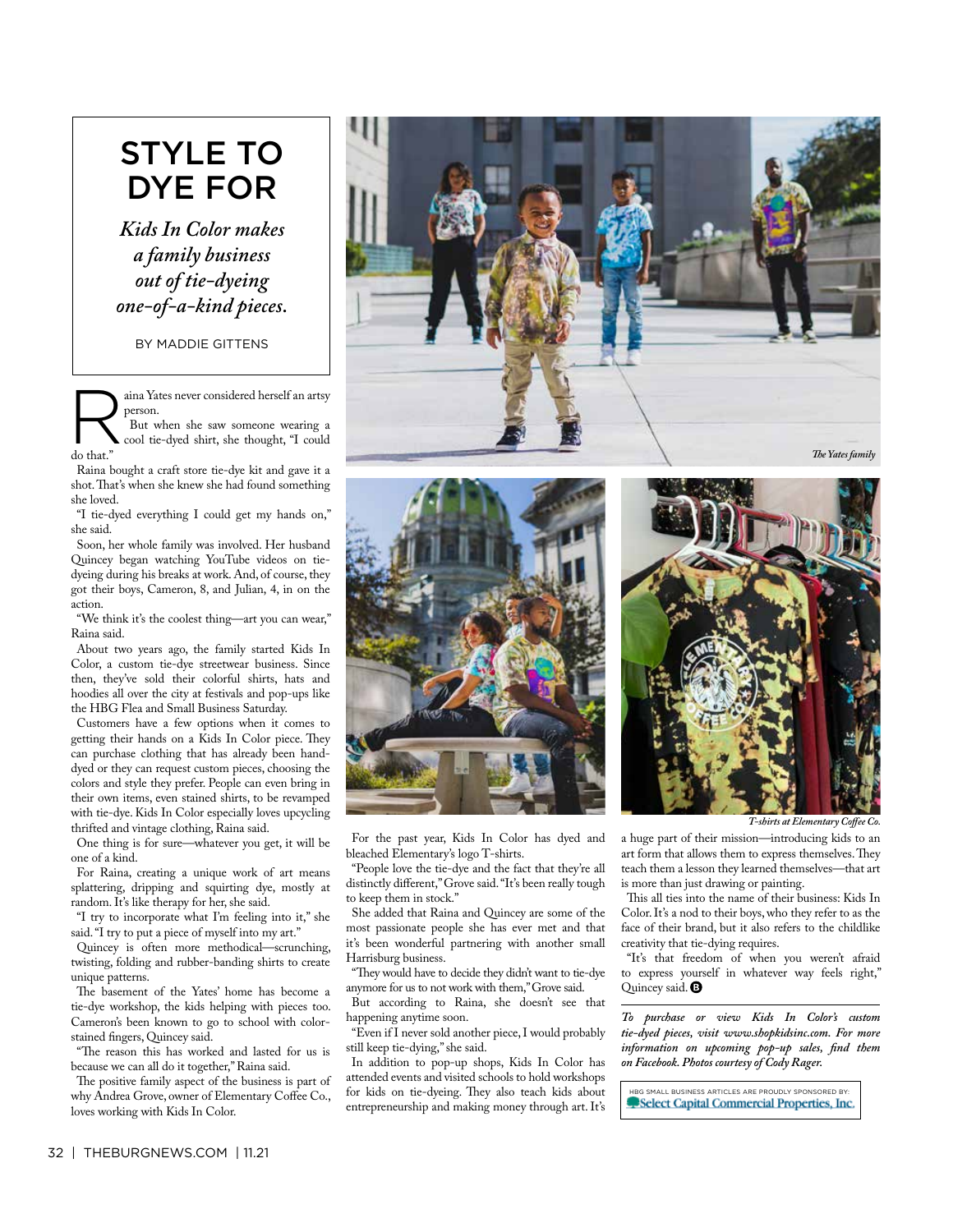# STYLE TO DYE FOR

*Kids In Color makes a family business out of tie-dyeing one-of-a-kind pieces.*

BY MADDIE GITTENS

Raina Yates never considered herself an artsy person.

But when she saw someone wearing a cool tie-dyed shirt, she thought, "I could do that."

Raina bought a craft store tie-dye kit and gave it a shot. That's when she knew she had found something she loved.

"I tie-dyed everything I could get my hands on," she said.

Soon, her whole family was involved. Her husband Quincey began watching YouTube videos on tie-dyeing during his breaks at work. And, of course, they got their boys, Cameron, 8, and Julian, 4, in on the action.

"We think it's the coolest thing—art you can wear," Raina said.

About two years ago, the family started Kids In Color, a custom tie-dye streetwear business. Since then, they've sold their colorful shirts, hats and hoodies all over the city at festivals and pop-ups like the HBG Flea and Small Business Saturday.

Customers have a few options when it comes to getting their hands on a Kids In Color piece. They can purchase clothing that has already been hand-dyed or they can request custom pieces, choosing the colors and style they prefer. People can even bring in their own items, even stained shirts, to be revamped with tie-dye. Kids In Color especially loves upcycling thrifted and vintage clothing, Raina said.

One thing is for sure—whatever you get, it will be one of a kind.

For Raina, creating a unique work of art means splattering, dripping and squirting dye, mostly at random. It's like therapy for her, she said.

"I try to incorporate what I'm feeling into it," she said. "I try to put a piece of myself into my art."

Quincey is often more methodical—scrunching, twisting, folding and rubber-banding shirts to create unique patterns.

The basement of the Yates' home has become a tie-dye workshop, the kids helping with pieces too. Cameron's been known to go to school with color-stained fingers, Quincey said.

"The reason this has worked and lasted for us is because we can all do it together," Raina said.

The positive family aspect of the business is part of why Andrea Grove, owner of Elementary Coffee Co., loves working with Kids In Color.

For the past year, Kids In Color has dyed and bleached Elementary's logo T-shirts.

"People love the tie-dye and the fact that they're all distinctly different," Grove said. "It's been really tough to keep them in stock."

She added that Raina and Quincey are some of the most passionate people she has ever met and that it's been wonderful partnering with another small Harrisburg business.

"They would have to decide they didn't want to tie-dye anymore for us to not work with them," Grove said.

But according to Raina, she doesn't see that happening anytime soon.

"Even if I never sold another piece, I would probably still keep tie-dying," she said.

In addition to pop-up shops, Kids In Color has attended events and visited schools to hold workshops for kids on tie-dyeing. They also teach kids about entrepreneurship and making money through art. It's a huge part of their mission—introducing kids to an art form that allows them to express themselves. They teach them a lesson they learned themselves—that art is more than just drawing or painting.

This all ties into the name of their business: Kids In Color. It's a nod to their boys, who they refer to as the face of their brand, but it also refers to the childlike creativity that tie-dying requires.

"It's that freedom of when you weren't afraid to express yourself in whatever way feels right," Quincey said.

*The Yates family*

*T-shirts at Elementary Coffee Co.*

***To purchase or view Kids In Color's custom tie-dyed pieces, visit www.shopkidsinc.com. For more information on upcoming pop-up sales, find them on Facebook. Photos courtesy of Cody Rager.***

HBG SMALL BUSINESS ARTICLES ARE PROUDLY SPONSORED BY: Select Capital Commercial Properties, Inc.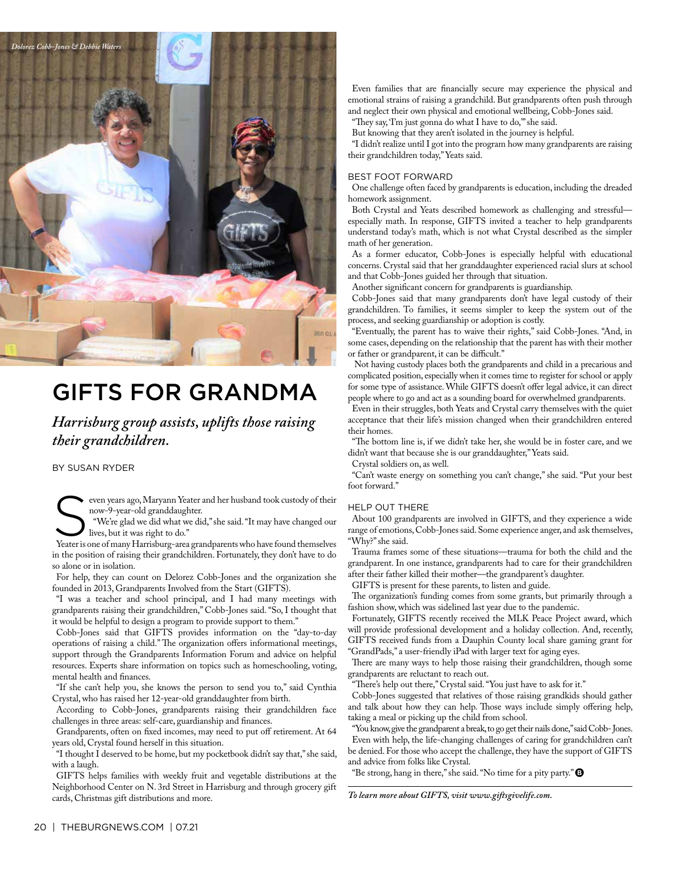Dolorez Cobb-Jones & Debbie Waters

# GIFTS FOR GRANDMA

*Harrisburg group assists, uplifts those raising their grandchildren.*

BY SUSAN RYDER

Seven years ago, Maryann Yeater and her husband took custody of their now-9-year-old granddaughter.

"We're glad we did what we did," she said. "It may have changed our lives, but it was right to do."

Yeater is one of many Harrisburg-area grandparents who have found themselves in the position of raising their grandchildren. Fortunately, they don't have to do so alone or in isolation.

For help, they can count on Delorez Cobb-Jones and the organization she founded in 2013, Grandparents Involved from the Start (GIFTS).

"I was a teacher and school principal, and I had many meetings with grandparents raising their grandchildren," Cobb-Jones said. "So, I thought that it would be helpful to design a program to provide support to them."

Cobb-Jones said that GIFTS provides information on the "day-to-day operations of raising a child." The organization offers informational meetings, support through the Grandparents Information Forum and advice on helpful resources. Experts share information on topics such as homeschooling, voting, mental health and finances.

"If she can't help you, she knows the person to send you to," said Cynthia Crystal, who has raised her 12-year-old granddaughter from birth.

According to Cobb-Jones, grandparents raising their grandchildren face challenges in three areas: self-care, guardianship and finances.

Grandparents, often on fixed incomes, may need to put off retirement. At 64 years old, Crystal found herself in this situation.

"I thought I deserved to be home, but my pocketbook didn't say that," she said, with a laugh.

GIFTS helps families with weekly fruit and vegetable distributions at the Neighborhood Center on N. 3rd Street in Harrisburg and through grocery gift cards, Christmas gift distributions and more.

Even families that are financially secure may experience the physical and emotional strains of raising a grandchild. But grandparents often push through and neglect their own physical and emotional wellbeing, Cobb-Jones said.

"They say, 'I'm just gonna do what I have to do,'" she said.

But knowing that they aren't isolated in the journey is helpful.

"I didn't realize until I got into the program how many grandparents are raising their grandchildren today," Yeats said.

## BEST FOOT FORWARD

One challenge often faced by grandparents is education, including the dreaded homework assignment.

Both Crystal and Yeats described homework as challenging and stressful—especially math. In response, GIFTS invited a teacher to help grandparents understand today's math, which is not what Crystal described as the simpler math of her generation.

As a former educator, Cobb-Jones is especially helpful with educational concerns. Crystal said that her granddaughter experienced racial slurs at school and that Cobb-Jones guided her through that situation.

Another significant concern for grandparents is guardianship.

Cobb-Jones said that many grandparents don't have legal custody of their grandchildren. To families, it seems simpler to keep the system out of the process, and seeking guardianship or adoption is costly.

"Eventually, the parent has to waive their rights," said Cobb-Jones. "And, in some cases, depending on the relationship that the parent has with their mother or father or grandparent, it can be difficult."

Not having custody places both the grandparents and child in a precarious and complicated position, especially when it comes time to register for school or apply for some type of assistance. While GIFTS doesn't offer legal advice, it can direct people where to go and act as a sounding board for overwhelmed grandparents.

Even in their struggles, both Yeats and Crystal carry themselves with the quiet acceptance that their life's mission changed when their grandchildren entered their homes.

"The bottom line is, if we didn't take her, she would be in foster care, and we didn't want that because she is our granddaughter," Yeats said.

Crystal soldiers on, as well.

"Can't waste energy on something you can't change," she said. "Put your best foot forward."

## HELP OUT THERE

About 100 grandparents are involved in GIFTS, and they experience a wide range of emotions, Cobb-Jones said. Some experience anger, and ask themselves, "Why?" she said.

Trauma frames some of these situations—trauma for both the child and the grandparent. In one instance, grandparents had to care for their grandchildren after their father killed their mother—the grandparent's daughter.

GIFTS is present for these parents, to listen and guide.

The organization's funding comes from some grants, but primarily through a fashion show, which was sidelined last year due to the pandemic.

Fortunately, GIFTS recently received the MLK Peace Project award, which will provide professional development and a holiday collection. And, recently, GIFTS received funds from a Dauphin County local share gaming grant for "GrandPads," a user-friendly iPad with larger text for aging eyes.

There are many ways to help those raising their grandchildren, though some grandparents are reluctant to reach out.

"There's help out there," Crystal said. "You just have to ask for it."

Cobb-Jones suggested that relatives of those raising grandkids should gather and talk about how they can help. Those ways include simply offering help, taking a meal or picking up the child from school.

"You know, give the grandparent a break, to go get their nails done," said Cobb-Jones.

Even with help, the life-changing challenges of caring for grandchildren can't be denied. For those who accept the challenge, they have the support of GIFTS and advice from folks like Crystal.

"Be strong, hang in there," she said. "No time for a pity party."

---

*To learn more about GIFTS, visit www.giftsgivelife.com.*